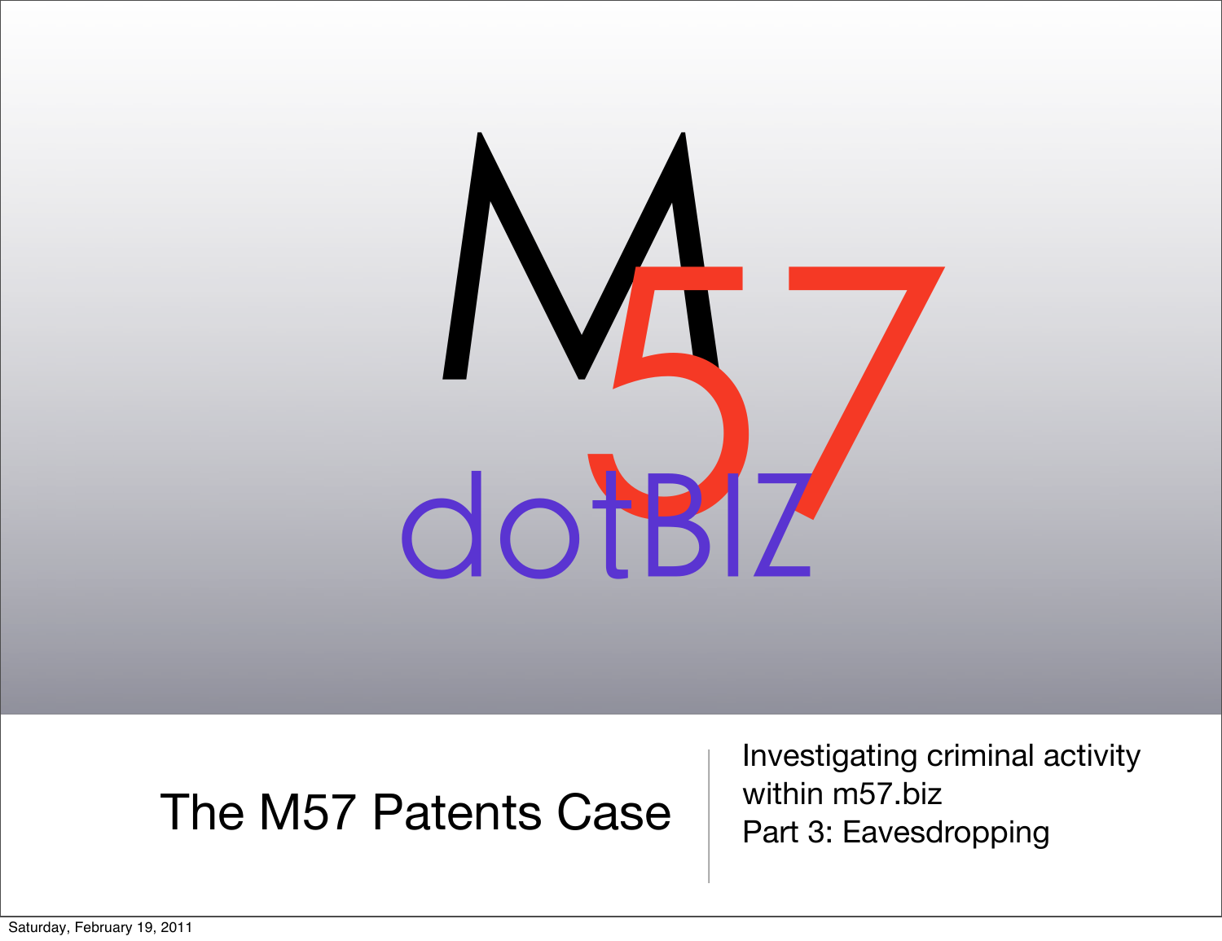# M57 dotBIZ

## The M57 Patents Case

Investigating criminal activity within m57.biz
Part 3: Eavesdropping

Saturday, February 19, 2011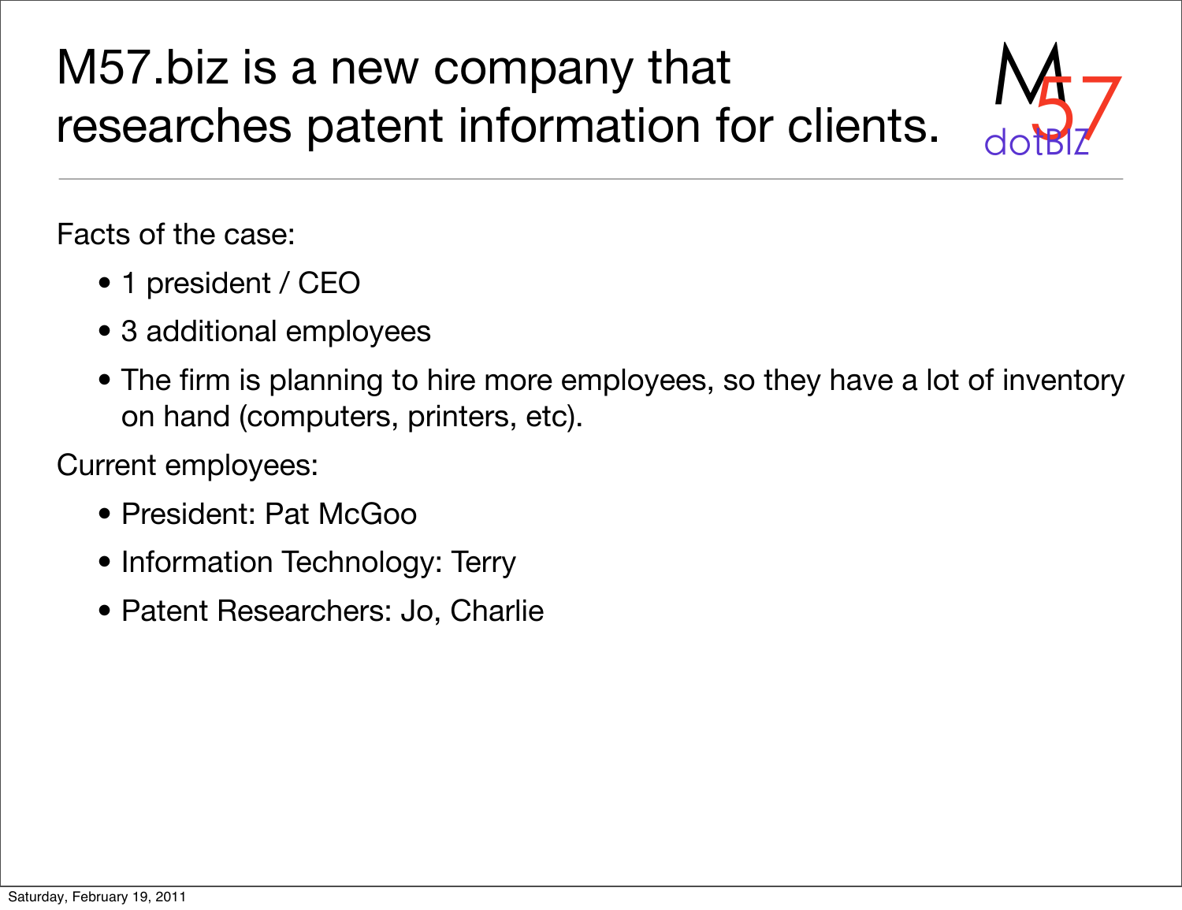# M57.biz is a new company that researches patent information for clients.

Facts of the case:

- 1 president / CEO
- 3 additional employees
- The firm is planning to hire more employees, so they have a lot of inventory on hand (computers, printers, etc).

Current employees:

- President: Pat McGoo
- Information Technology: Terry
- Patent Researchers: Jo, Charlie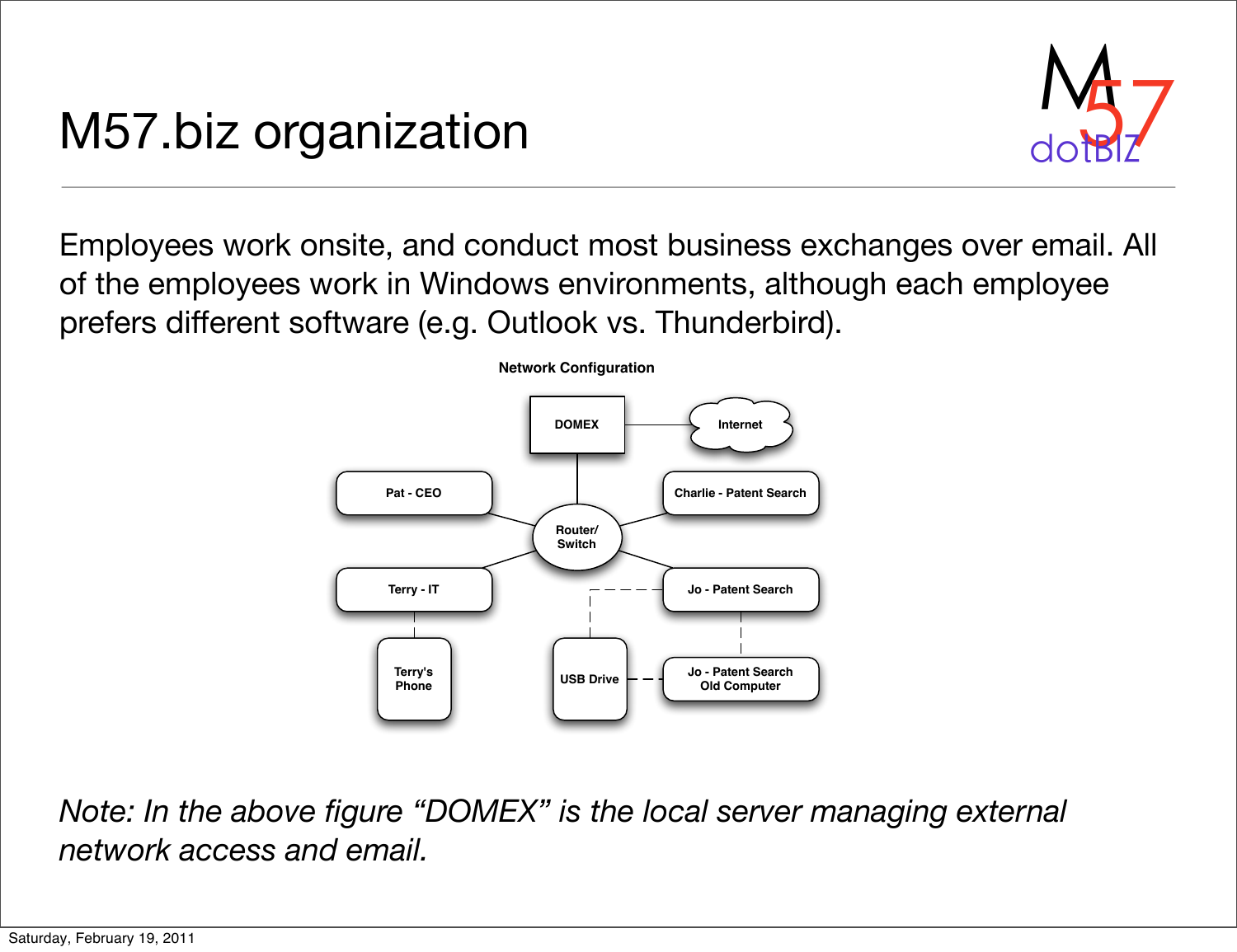# M57.biz organization

Employees work onsite, and conduct most business exchanges over email. All of the employees work in Windows environments, although each employee prefers different software (e.g. Outlook vs. Thunderbird).

**Network Configuration**

DOMEX

Internet

Pat - CEO

Charlie - Patent Search

Router/ Switch

Terry - IT

Jo - Patent Search

Terry's Phone

USB Drive

Jo - Patent Search Old Computer

*Note: In the above figure "DOMEX" is the local server managing external network access and email.*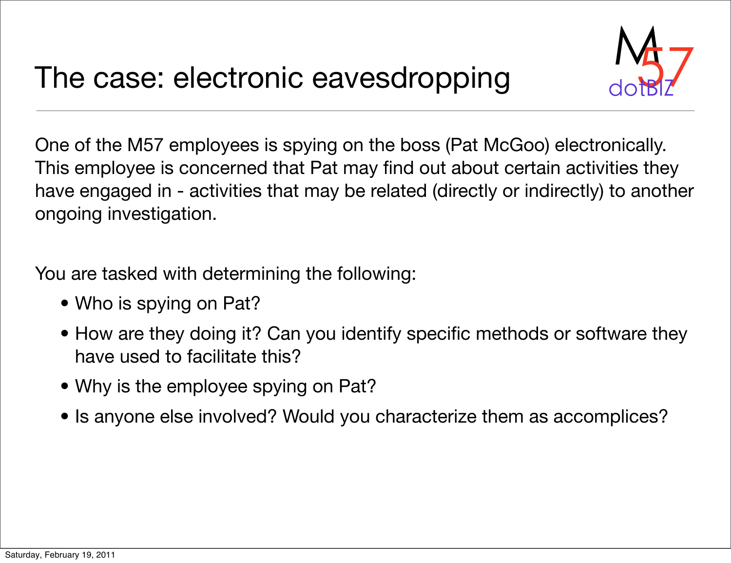# The case: electronic eavesdropping

One of the M57 employees is spying on the boss (Pat McGoo) electronically. This employee is concerned that Pat may find out about certain activities they have engaged in - activities that may be related (directly or indirectly) to another ongoing investigation.

You are tasked with determining the following:

- Who is spying on Pat?
- How are they doing it? Can you identify specific methods or software they have used to facilitate this?
- Why is the employee spying on Pat?
- Is anyone else involved? Would you characterize them as accomplices?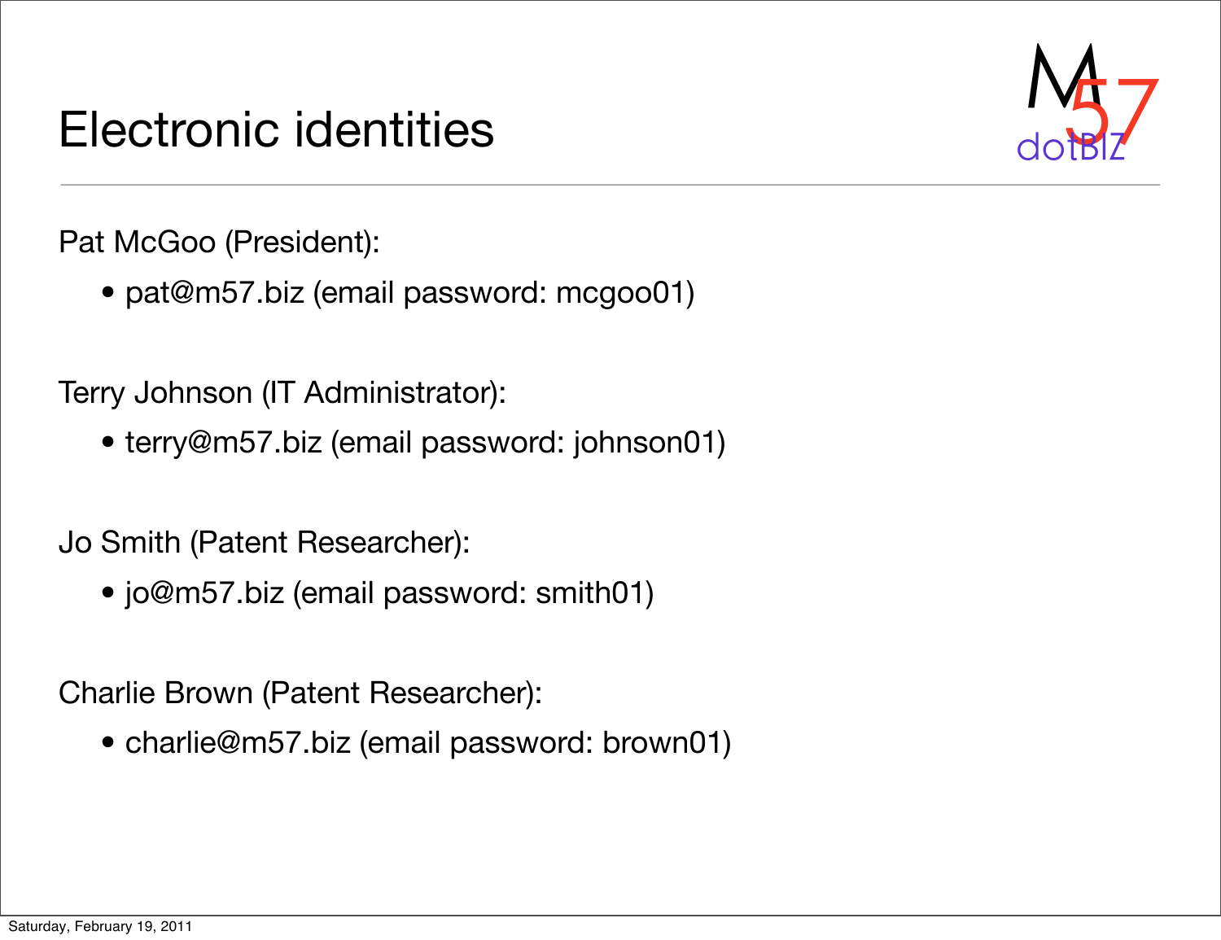# Electronic identities

Pat McGoo (President):

- pat@m57.biz (email password: mcgoo01)

Terry Johnson (IT Administrator):

- terry@m57.biz (email password: johnson01)

Jo Smith (Patent Researcher):

- jo@m57.biz (email password: smith01)

Charlie Brown (Patent Researcher):

- charlie@m57.biz (email password: brown01)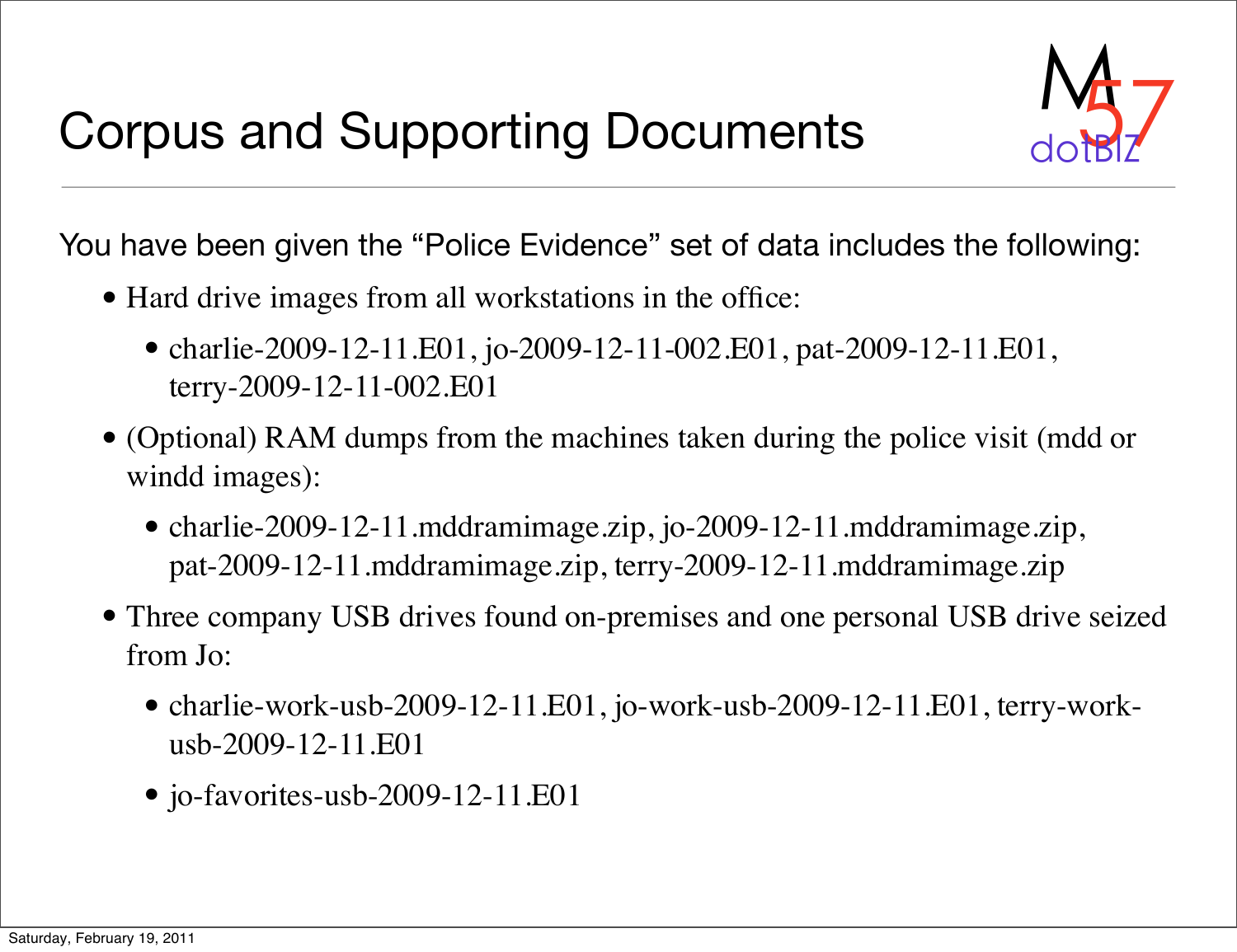# Corpus and Supporting Documents

You have been given the "Police Evidence" set of data includes the following:

- Hard drive images from all workstations in the office:
  - charlie-2009-12-11.E01, jo-2009-12-11-002.E01, pat-2009-12-11.E01, terry-2009-12-11-002.E01
- (Optional) RAM dumps from the machines taken during the police visit (mdd or windd images):
  - charlie-2009-12-11.mddramimage.zip, jo-2009-12-11.mddramimage.zip, pat-2009-12-11.mddramimage.zip, terry-2009-12-11.mddramimage.zip
- Three company USB drives found on-premises and one personal USB drive seized from Jo:
  - charlie-work-usb-2009-12-11.E01, jo-work-usb-2009-12-11.E01, terry-work-usb-2009-12-11.E01
  - jo-favorites-usb-2009-12-11.E01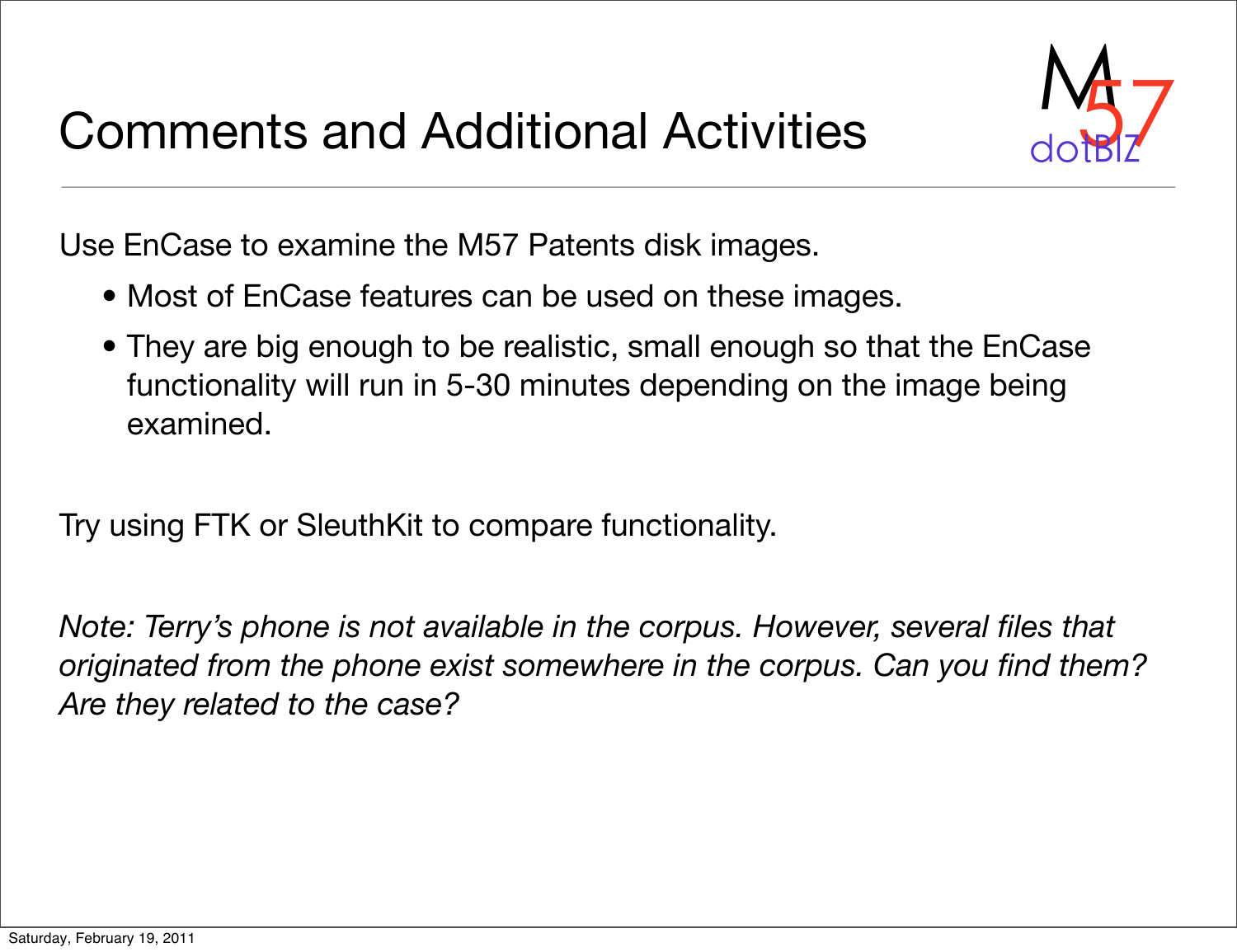# Comments and Additional Activities

Use EnCase to examine the M57 Patents disk images.

- Most of EnCase features can be used on these images.
- They are big enough to be realistic, small enough so that the EnCase functionality will run in 5-30 minutes depending on the image being examined.

Try using FTK or SleuthKit to compare functionality.

*Note: Terry's phone is not available in the corpus. However, several files that originated from the phone exist somewhere in the corpus. Can you find them? Are they related to the case?*